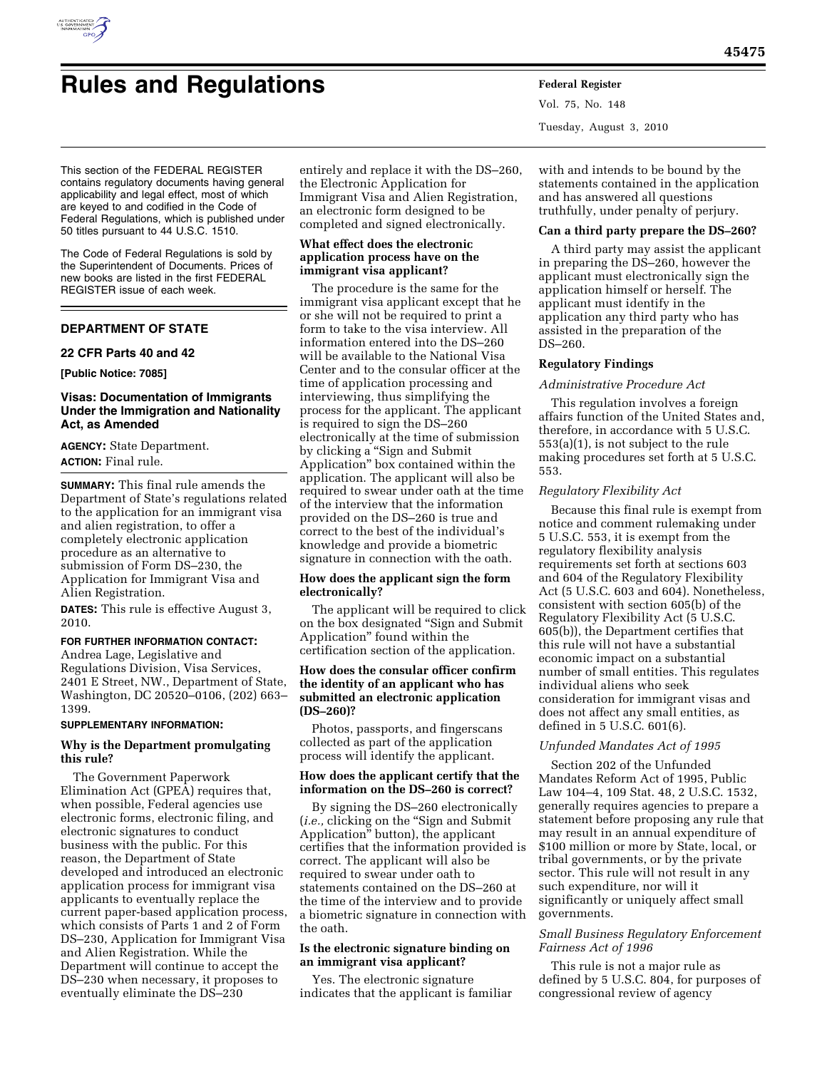# Rules and Regulations

This section of the FEDERAL REGISTER contains regulatory documents having general applicability and legal effect, most of which are keyed to and codified in the Code of Federal Regulations, which is published under 50 titles pursuant to 44 U.S.C. 1510.

The Code of Federal Regulations is sold by the Superintendent of Documents. Prices of new books are listed in the first FEDERAL REGISTER issue of each week.

## DEPARTMENT OF STATE

### 22 CFR Parts 40 and 42

**[Public Notice: 7085]**

### Visas: Documentation of Immigrants Under the Immigration and Nationality Act, as Amended

**AGENCY:** State Department.

**ACTION:** Final rule.

**SUMMARY:** This final rule amends the Department of State's regulations related to the application for an immigrant visa and alien registration, to offer a completely electronic application procedure as an alternative to submission of Form DS–230, the Application for Immigrant Visa and Alien Registration.

**DATES:** This rule is effective August 3, 2010.

**FOR FURTHER INFORMATION CONTACT:** Andrea Lage, Legislative and Regulations Division, Visa Services, 2401 E Street, NW., Department of State, Washington, DC 20520–0106, (202) 663–1399.

**SUPPLEMENTARY INFORMATION:**

**Why is the Department promulgating this rule?**

The Government Paperwork Elimination Act (GPEA) requires that, when possible, Federal agencies use electronic forms, electronic filing, and electronic signatures to conduct business with the public. For this reason, the Department of State developed and introduced an electronic application process for immigrant visa applicants to eventually replace the current paper-based application process, which consists of Parts 1 and 2 of Form DS–230, Application for Immigrant Visa and Alien Registration. While the Department will continue to accept the DS–230 when necessary, it proposes to eventually eliminate the DS–230 entirely and replace it with the DS–260, the Electronic Application for Immigrant Visa and Alien Registration, an electronic form designed to be completed and signed electronically.

**What effect does the electronic application process have on the immigrant visa applicant?**

The procedure is the same for the immigrant visa applicant except that he or she will not be required to print a form to take to the visa interview. All information entered into the DS–260 will be available to the National Visa Center and to the consular officer at the time of application processing and interviewing, thus simplifying the process for the applicant. The applicant is required to sign the DS–260 electronically at the time of submission by clicking a "Sign and Submit Application" box contained within the application. The applicant will also be required to swear under oath at the time of the interview that the information provided on the DS–260 is true and correct to the best of the individual's knowledge and provide a biometric signature in connection with the oath.

**How does the applicant sign the form electronically?**

The applicant will be required to click on the box designated "Sign and Submit Application" found within the certification section of the application.

**How does the consular officer confirm the identity of an applicant who has submitted an electronic application (DS–260)?**

Photos, passports, and fingerscans collected as part of the application process will identify the applicant.

**How does the applicant certify that the information on the DS–260 is correct?**

By signing the DS–260 electronically (*i.e.,* clicking on the "Sign and Submit Application" button), the applicant certifies that the information provided is correct. The applicant will also be required to swear under oath to statements contained on the DS–260 at the time of the interview and to provide a biometric signature in connection with the oath.

**Is the electronic signature binding on an immigrant visa applicant?**

Yes. The electronic signature indicates that the applicant is familiar with and intends to be bound by the statements contained in the application and has answered all questions truthfully, under penalty of perjury.

**Can a third party prepare the DS–260?**

A third party may assist the applicant in preparing the DS–260, however the applicant must electronically sign the application himself or herself. The applicant must identify in the application any third party who has assisted in the preparation of the DS–260.

**Regulatory Findings**

*Administrative Procedure Act*

This regulation involves a foreign affairs function of the United States and, therefore, in accordance with 5 U.S.C. 553(a)(1), is not subject to the rule making procedures set forth at 5 U.S.C. 553.

*Regulatory Flexibility Act*

Because this final rule is exempt from notice and comment rulemaking under 5 U.S.C. 553, it is exempt from the regulatory flexibility analysis requirements set forth at sections 603 and 604 of the Regulatory Flexibility Act (5 U.S.C. 603 and 604). Nonetheless, consistent with section 605(b) of the Regulatory Flexibility Act (5 U.S.C. 605(b)), the Department certifies that this rule will not have a substantial economic impact on a substantial number of small entities. This regulates individual aliens who seek consideration for immigrant visas and does not affect any small entities, as defined in 5 U.S.C. 601(6).

*Unfunded Mandates Act of 1995*

Section 202 of the Unfunded Mandates Reform Act of 1995, Public Law 104–4, 109 Stat. 48, 2 U.S.C. 1532, generally requires agencies to prepare a statement before proposing any rule that may result in an annual expenditure of $100 million or more by State, local, or tribal governments, or by the private sector. This rule will not result in any such expenditure, nor will it significantly or uniquely affect small governments.

*Small Business Regulatory Enforcement Fairness Act of 1996*

This rule is not a major rule as defined by 5 U.S.C. 804, for purposes of congressional review of agency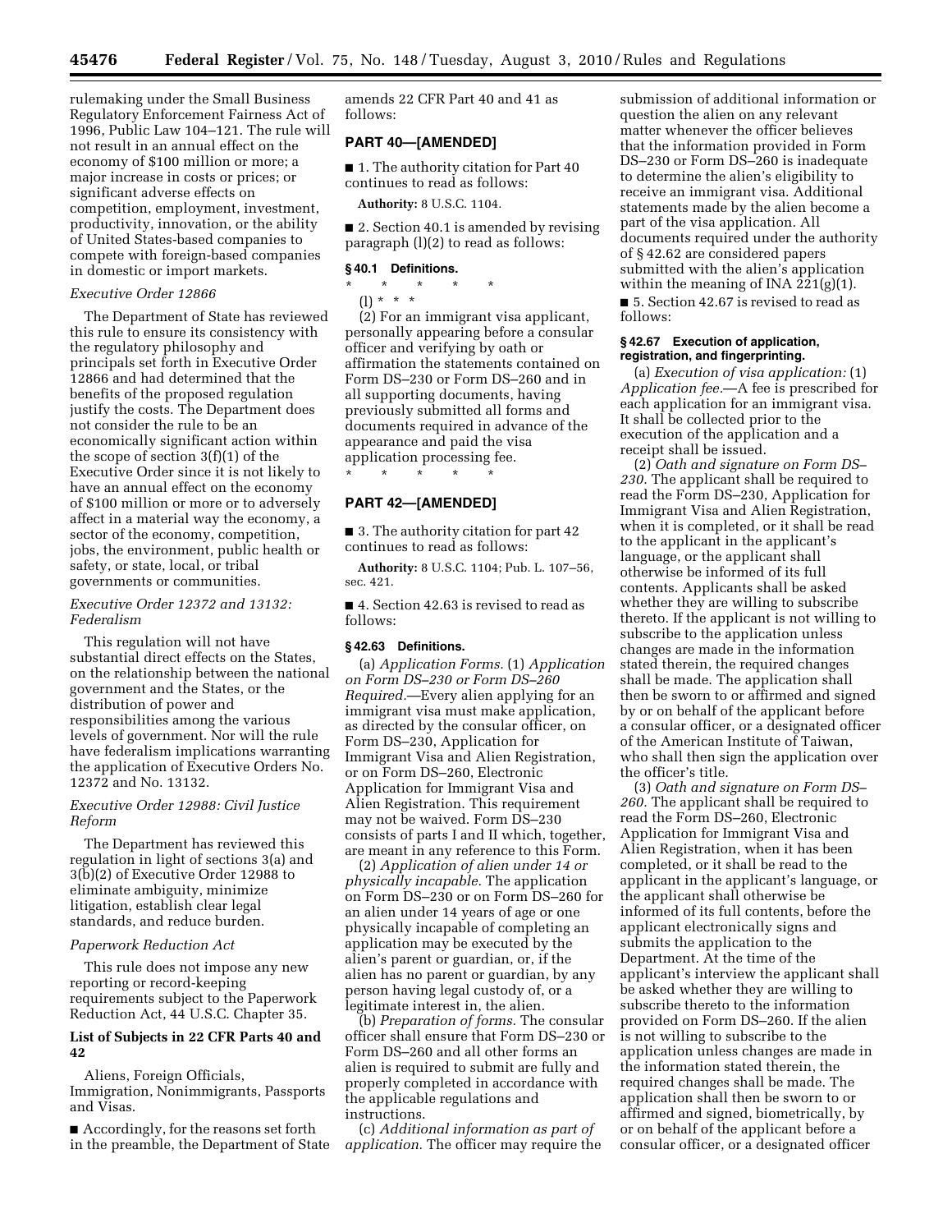rulemaking under the Small Business Regulatory Enforcement Fairness Act of 1996, Public Law 104–121. The rule will not result in an annual effect on the economy of $100 million or more; a major increase in costs or prices; or significant adverse effects on competition, employment, investment, productivity, innovation, or the ability of United States-based companies to compete with foreign-based companies in domestic or import markets.

*Executive Order 12866*

The Department of State has reviewed this rule to ensure its consistency with the regulatory philosophy and principals set forth in Executive Order 12866 and had determined that the benefits of the proposed regulation justify the costs. The Department does not consider the rule to be an economically significant action within the scope of section 3(f)(1) of the Executive Order since it is not likely to have an annual effect on the economy of $100 million or more or to adversely affect in a material way the economy, a sector of the economy, competition, jobs, the environment, public health or safety, or state, local, or tribal governments or communities.

*Executive Order 12372 and 13132: Federalism*

This regulation will not have substantial direct effects on the States, on the relationship between the national government and the States, or the distribution of power and responsibilities among the various levels of government. Nor will the rule have federalism implications warranting the application of Executive Orders No. 12372 and No. 13132.

*Executive Order 12988: Civil Justice Reform*

The Department has reviewed this regulation in light of sections 3(a) and 3(b)(2) of Executive Order 12988 to eliminate ambiguity, minimize litigation, establish clear legal standards, and reduce burden.

*Paperwork Reduction Act*

This rule does not impose any new reporting or record-keeping requirements subject to the Paperwork Reduction Act, 44 U.S.C. Chapter 35.

**List of Subjects in 22 CFR Parts 40 and 42**

Aliens, Foreign Officials, Immigration, Nonimmigrants, Passports and Visas.

■ Accordingly, for the reasons set forth in the preamble, the Department of State amends 22 CFR Part 40 and 41 as follows:

## PART 40—[AMENDED]

■ 1. The authority citation for Part 40 continues to read as follows:

**Authority:** 8 U.S.C. 1104.

■ 2. Section 40.1 is amended by revising paragraph (l)(2) to read as follows:

### § 40.1 Definitions.

\* \* \* \* \*

(l) \* \* \*

(2) For an immigrant visa applicant, personally appearing before a consular officer and verifying by oath or affirmation the statements contained on Form DS–230 or Form DS–260 and in all supporting documents, having previously submitted all forms and documents required in advance of the appearance and paid the visa application processing fee.

\* \* \* \* \*

## PART 42—[AMENDED]

■ 3. The authority citation for part 42 continues to read as follows:

**Authority:** 8 U.S.C. 1104; Pub. L. 107–56, sec. 421.

■ 4. Section 42.63 is revised to read as follows:

### § 42.63 Definitions.

(a) *Application Forms.* (1) *Application on Form DS–230 or Form DS–260 Required.*—Every alien applying for an immigrant visa must make application, as directed by the consular officer, on Form DS–230, Application for Immigrant Visa and Alien Registration, or on Form DS–260, Electronic Application for Immigrant Visa and Alien Registration. This requirement may not be waived. Form DS–230 consists of parts I and II which, together, are meant in any reference to this Form.

(2) *Application of alien under 14 or physically incapable.* The application on Form DS–230 or on Form DS–260 for an alien under 14 years of age or one physically incapable of completing an application may be executed by the alien's parent or guardian, or, if the alien has no parent or guardian, by any person having legal custody of, or a legitimate interest in, the alien.

(b) *Preparation of forms.* The consular officer shall ensure that Form DS–230 or Form DS–260 and all other forms an alien is required to submit are fully and properly completed in accordance with the applicable regulations and instructions.

(c) *Additional information as part of application.* The officer may require the submission of additional information or question the alien on any relevant matter whenever the officer believes that the information provided in Form DS–230 or Form DS–260 is inadequate to determine the alien's eligibility to receive an immigrant visa. Additional statements made by the alien become a part of the visa application. All documents required under the authority of § 42.62 are considered papers submitted with the alien's application within the meaning of INA 221(g)(1).

■ 5. Section 42.67 is revised to read as follows:

### § 42.67 Execution of application, registration, and fingerprinting.

(a) *Execution of visa application:* (1) *Application fee.*—A fee is prescribed for each application for an immigrant visa. It shall be collected prior to the execution of the application and a receipt shall be issued.

(2) *Oath and signature on Form DS–230.* The applicant shall be required to read the Form DS–230, Application for Immigrant Visa and Alien Registration, when it is completed, or it shall be read to the applicant in the applicant's language, or the applicant shall otherwise be informed of its full contents. Applicants shall be asked whether they are willing to subscribe thereto. If the applicant is not willing to subscribe to the application unless changes are made in the information stated therein, the required changes shall be made. The application shall then be sworn to or affirmed and signed by or on behalf of the applicant before a consular officer, or a designated officer of the American Institute of Taiwan, who shall then sign the application over the officer's title.

(3) *Oath and signature on Form DS–260.* The applicant shall be required to read the Form DS–260, Electronic Application for Immigrant Visa and Alien Registration, when it has been completed, or it shall be read to the applicant in the applicant's language, or the applicant shall otherwise be informed of its full contents, before the applicant electronically signs and submits the application to the Department. At the time of the applicant's interview the applicant shall be asked whether they are willing to subscribe thereto to the information provided on Form DS–260. If the alien is not willing to subscribe to the application unless changes are made in the information stated therein, the required changes shall be made. The application shall then be sworn to or affirmed and signed, biometrically, by or on behalf of the applicant before a consular officer, or a designated officer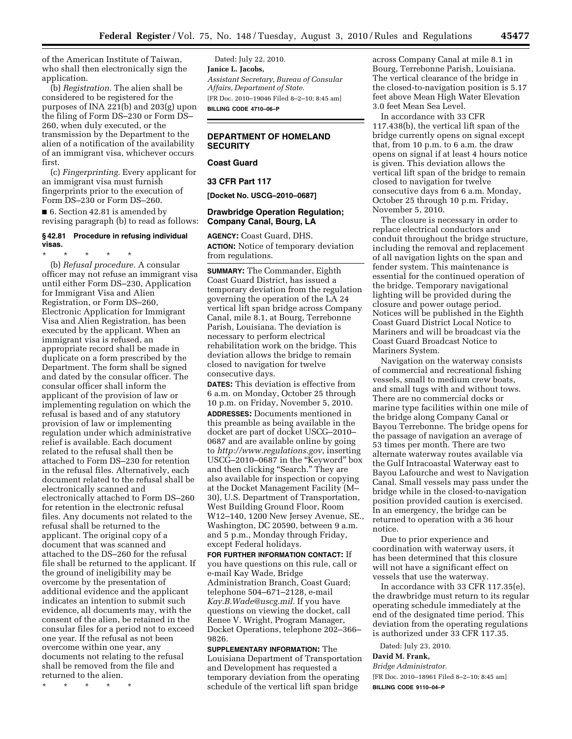of the American Institute of Taiwan, who shall then electronically sign the application.

(b) *Registration.* The alien shall be considered to be registered for the purposes of INA 221(b) and 203(g) upon the filing of Form DS–230 or Form DS–260, when duly executed, or the transmission by the Department to the alien of a notification of the availability of an immigrant visa, whichever occurs first.

(c) *Fingerprinting.* Every applicant for an immigrant visa must furnish fingerprints prior to the execution of Form DS–230 or Form DS–260.

■ 6. Section 42.81 is amended by revising paragraph (b) to read as follows:

**§ 42.81 Procedure in refusing individual visas.**

\* \* \* \* \*

(b) *Refusal procedure.* A consular officer may not refuse an immigrant visa until either Form DS–230, Application for Immigrant Visa and Alien Registration, or Form DS–260, Electronic Application for Immigrant Visa and Alien Registration, has been executed by the applicant. When an immigrant visa is refused, an appropriate record shall be made in duplicate on a form prescribed by the Department. The form shall be signed and dated by the consular officer. The consular officer shall inform the applicant of the provision of law or implementing regulation on which the refusal is based and of any statutory provision of law or implementing regulation under which administrative relief is available. Each document related to the refusal shall then be attached to Form DS–230 for retention in the refusal files. Alternatively, each document related to the refusal shall be electronically scanned and electronically attached to Form DS–260 for retention in the electronic refusal files. Any documents not related to the refusal shall be returned to the applicant. The original copy of a document that was scanned and attached to the DS–260 for the refusal file shall be returned to the applicant. If the ground of ineligibility may be overcome by the presentation of additional evidence and the applicant indicates an intention to submit such evidence, all documents may, with the consent of the alien, be retained in the consular files for a period not to exceed one year. If the refusal as not been overcome within one year, any documents not relating to the refusal shall be removed from the file and returned to the alien.

\* \* \* \* \*

Dated: July 22, 2010.

**Janice L. Jacobs,**

*Assistant Secretary, Bureau of Consular Affairs, Department of State.*

[FR Doc. 2010–19046 Filed 8–2–10; 8:45 am]

**BILLING CODE 4710–06–P**

## DEPARTMENT OF HOMELAND SECURITY

### Coast Guard

### 33 CFR Part 117

**[Docket No. USCG–2010–0687]**

## Drawbridge Operation Regulation; Company Canal, Bourg, LA

**AGENCY:** Coast Guard, DHS.

**ACTION:** Notice of temporary deviation from regulations.

**SUMMARY:** The Commander, Eighth Coast Guard District, has issued a temporary deviation from the regulation governing the operation of the LA 24 vertical lift span bridge across Company Canal, mile 8.1, at Bourg, Terrebonne Parish, Louisiana. The deviation is necessary to perform electrical rehabilitation work on the bridge. This deviation allows the bridge to remain closed to navigation for twelve consecutive days.

**DATES:** This deviation is effective from 6 a.m. on Monday, October 25 through 10 p.m. on Friday, November 5, 2010.

**ADDRESSES:** Documents mentioned in this preamble as being available in the docket are part of docket USCG–2010–0687 and are available online by going to *http://www.regulations.gov*, inserting USCG–2010–0687 in the "Keyword" box and then clicking "Search." They are also available for inspection or copying at the Docket Management Facility (M–30), U.S. Department of Transportation, West Building Ground Floor, Room W12–140, 1200 New Jersey Avenue, SE., Washington, DC 20590, between 9 a.m. and 5 p.m., Monday through Friday, except Federal holidays.

**FOR FURTHER INFORMATION CONTACT:** If you have questions on this rule, call or e-mail Kay Wade, Bridge Administration Branch, Coast Guard; telephone 504–671–2128, e-mail *Kay.B.Wade@uscg.mil.* If you have questions on viewing the docket, call Renee V. Wright, Program Manager, Docket Operations, telephone 202–366–9826.

**SUPPLEMENTARY INFORMATION:** The Louisiana Department of Transportation and Development has requested a temporary deviation from the operating schedule of the vertical lift span bridge across Company Canal at mile 8.1 in Bourg, Terrebonne Parish, Louisiana. The vertical clearance of the bridge in the closed-to-navigation position is 5.17 feet above Mean High Water Elevation 3.0 feet Mean Sea Level.

In accordance with 33 CFR 117.438(b), the vertical lift span of the bridge currently opens on signal except that, from 10 p.m. to 6 a.m. the draw opens on signal if at least 4 hours notice is given. This deviation allows the vertical lift span of the bridge to remain closed to navigation for twelve consecutive days from 6 a.m. Monday, October 25 through 10 p.m. Friday, November 5, 2010.

The closure is necessary in order to replace electrical conductors and conduit throughout the bridge structure, including the removal and replacement of all navigation lights on the span and fender system. This maintenance is essential for the continued operation of the bridge. Temporary navigational lighting will be provided during the closure and power outage period. Notices will be published in the Eighth Coast Guard District Local Notice to Mariners and will be broadcast via the Coast Guard Broadcast Notice to Mariners System.

Navigation on the waterway consists of commercial and recreational fishing vessels, small to medium crew boats, and small tugs with and without tows. There are no commercial docks or marine type facilities within one mile of the bridge along Company Canal or Bayou Terrebonne. The bridge opens for the passage of navigation an average of 53 times per month. There are two alternate waterway routes available via the Gulf Intracoastal Waterway east to Bayou Lafourche and west to Navigation Canal. Small vessels may pass under the bridge while in the closed-to-navigation position provided caution is exercised. In an emergency, the bridge can be returned to operation with a 36 hour notice.

Due to prior experience and coordination with waterway users, it has been determined that this closure will not have a significant effect on vessels that use the waterway.

In accordance with 33 CFR 117.35(e), the drawbridge must return to its regular operating schedule immediately at the end of the designated time period. This deviation from the operating regulations is authorized under 33 CFR 117.35.

Dated: July 23, 2010.

**David M. Frank,**

*Bridge Administrator.*

[FR Doc. 2010–18961 Filed 8–2–10; 8:45 am]

**BILLING CODE 9110–04–P**